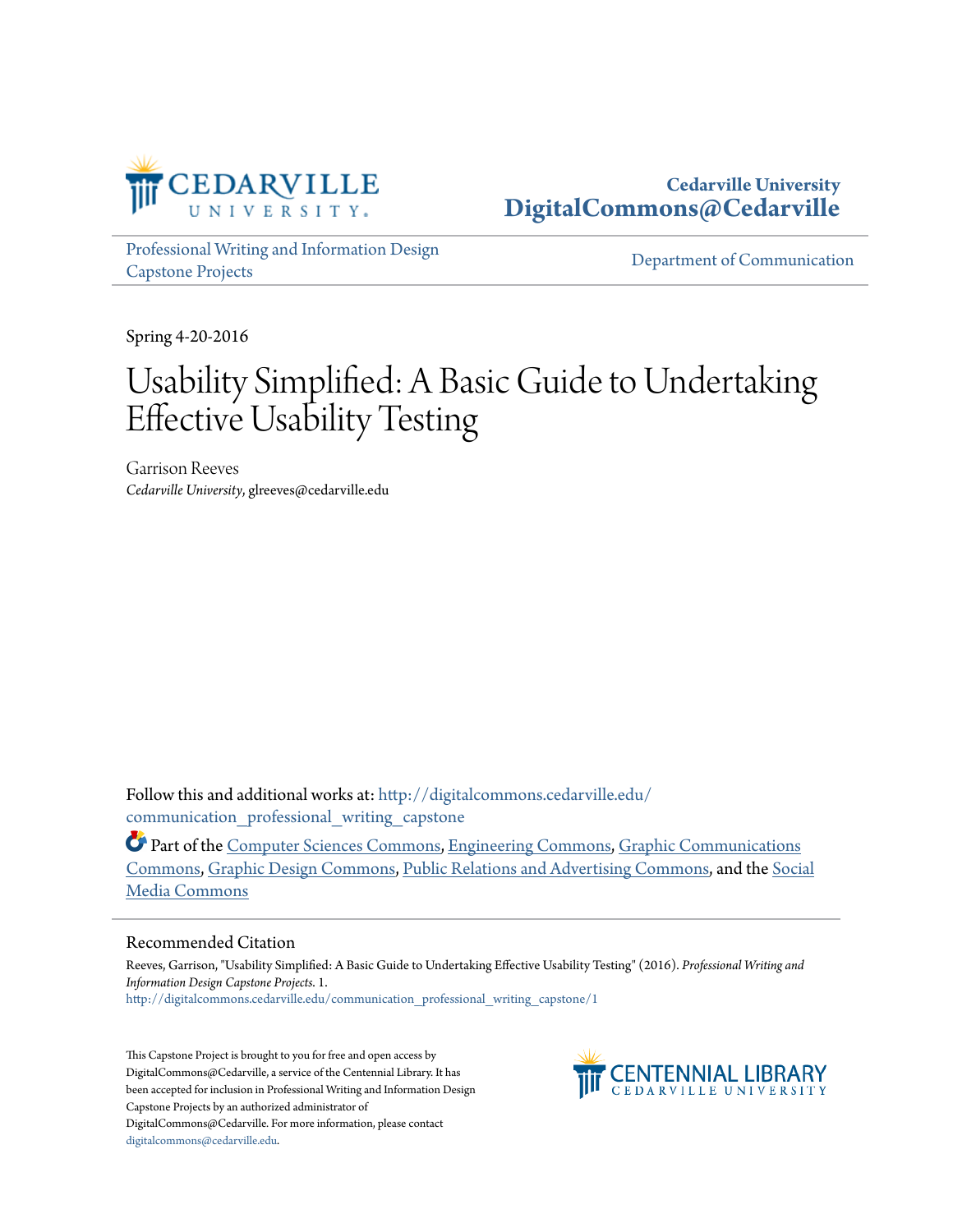Cedarville University
**DigitalCommons@Cedarville**

Professional Writing and Information Design Capstone Projects

Department of Communication

Spring 4-20-2016

# Usability Simplified: A Basic Guide to Undertaking Effective Usability Testing

Garrison Reeves
*Cedarville University*, glreeves@cedarville.edu

Follow this and additional works at: http://digitalcommons.cedarville.edu/communication_professional_writing_capstone

Part of the Computer Sciences Commons, Engineering Commons, Graphic Communications Commons, Graphic Design Commons, Public Relations and Advertising Commons, and the Social Media Commons

## Recommended Citation

Reeves, Garrison, "Usability Simplified: A Basic Guide to Undertaking Effective Usability Testing" (2016). *Professional Writing and Information Design Capstone Projects*. 1.
http://digitalcommons.cedarville.edu/communication_professional_writing_capstone/1

This Capstone Project is brought to you for free and open access by DigitalCommons@Cedarville, a service of the Centennial Library. It has been accepted for inclusion in Professional Writing and Information Design Capstone Projects by an authorized administrator of DigitalCommons@Cedarville. For more information, please contact digitalcommons@cedarville.edu.

CENTENNIAL LIBRARY
CEDARVILLE UNIVERSITY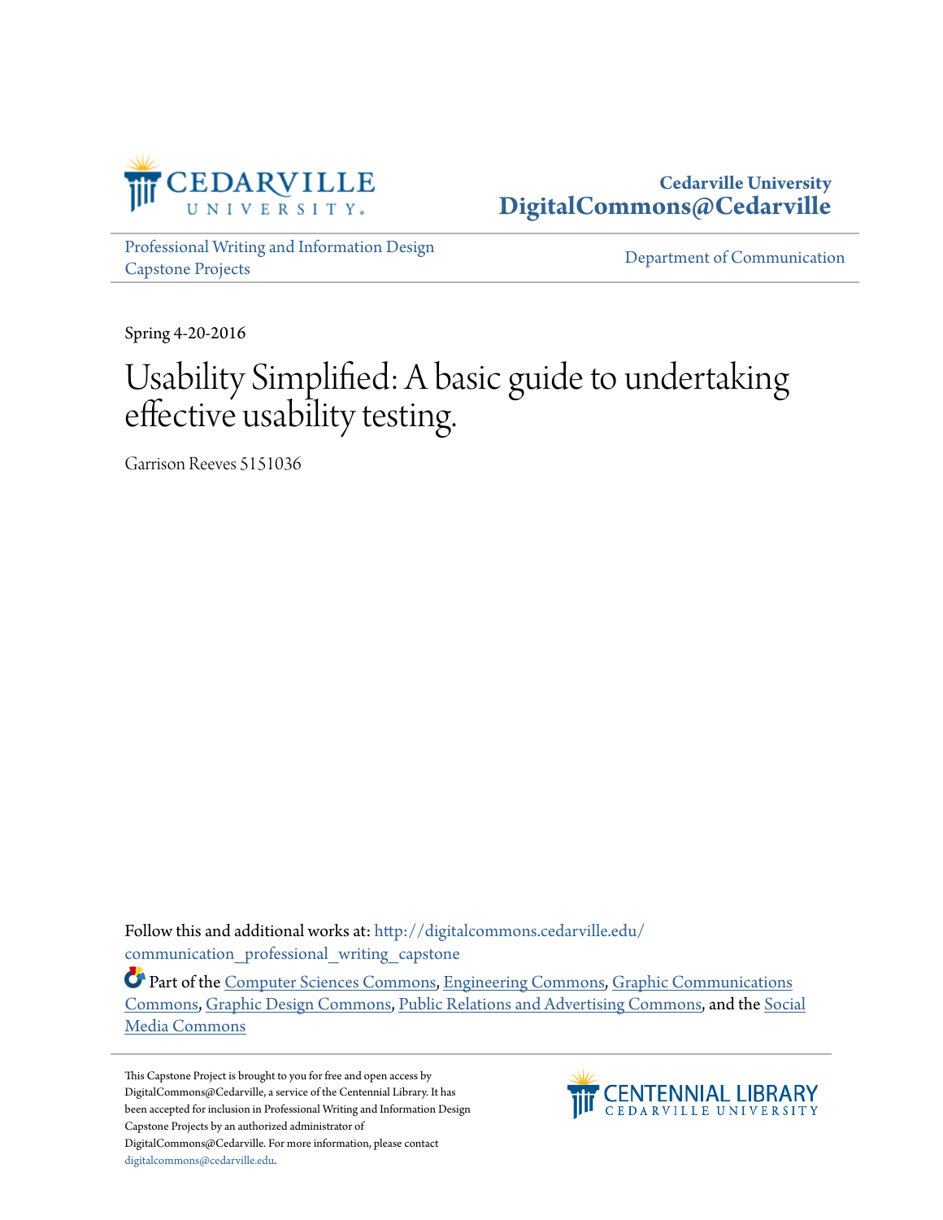Cedarville University
**DigitalCommons@Cedarville**

Professional Writing and Information Design Capstone Projects

Department of Communication

Spring 4-20-2016

# Usability Simplified: A basic guide to undertaking effective usability testing.

Garrison Reeves 5151036

Follow this and additional works at: http://digitalcommons.cedarville.edu/communication_professional_writing_capstone

Part of the Computer Sciences Commons, Engineering Commons, Graphic Communications Commons, Graphic Design Commons, Public Relations and Advertising Commons, and the Social Media Commons

This Capstone Project is brought to you for free and open access by DigitalCommons@Cedarville, a service of the Centennial Library. It has been accepted for inclusion in Professional Writing and Information Design Capstone Projects by an authorized administrator of DigitalCommons@Cedarville. For more information, please contact digitalcommons@cedarville.edu.

CENTENNIAL LIBRARY
CEDARVILLE UNIVERSITY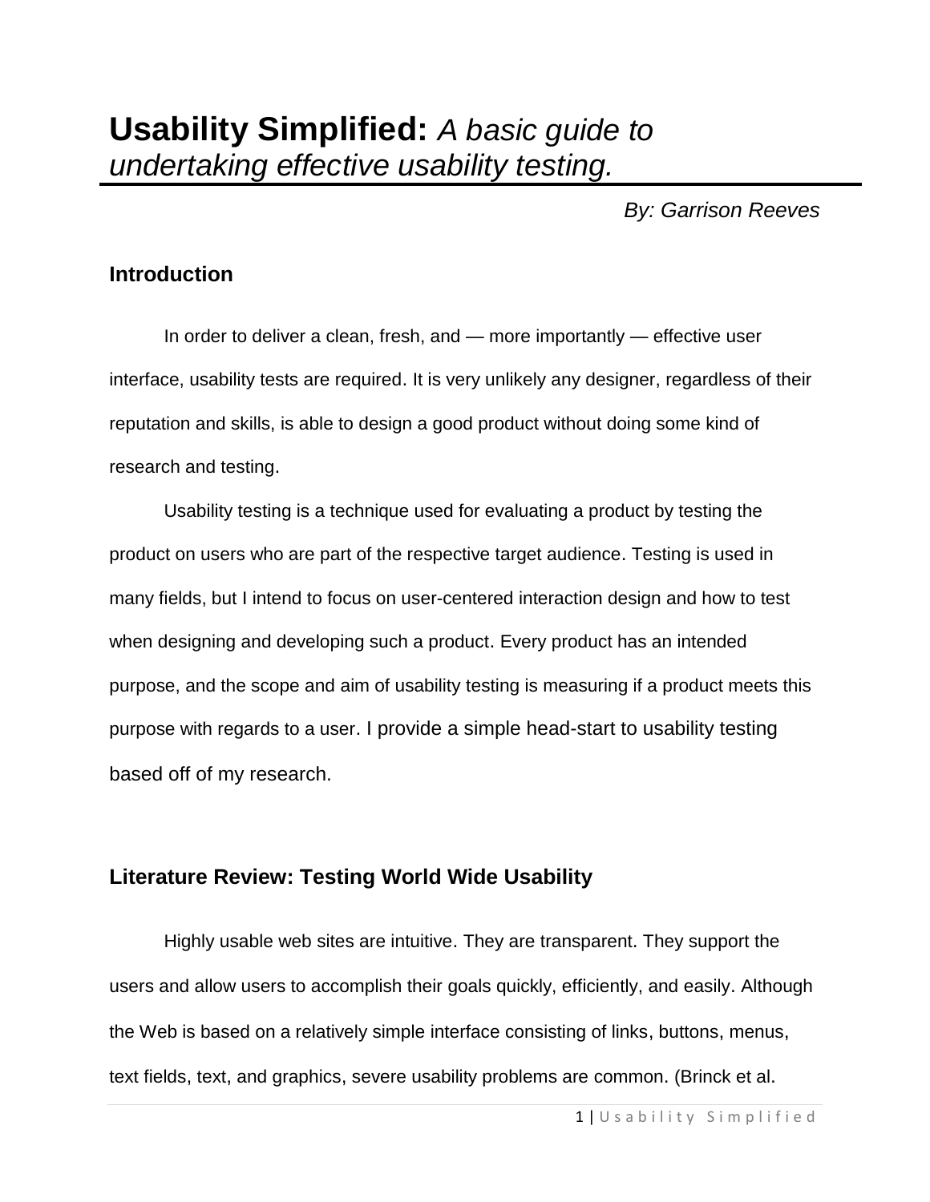# **Usability Simplified:** *A basic guide to undertaking effective usability testing.*

*By: Garrison Reeves*

## Introduction

In order to deliver a clean, fresh, and — more importantly — effective user interface, usability tests are required. It is very unlikely any designer, regardless of their reputation and skills, is able to design a good product without doing some kind of research and testing.

Usability testing is a technique used for evaluating a product by testing the product on users who are part of the respective target audience. Testing is used in many fields, but I intend to focus on user-centered interaction design and how to test when designing and developing such a product. Every product has an intended purpose, and the scope and aim of usability testing is measuring if a product meets this purpose with regards to a user. I provide a simple head-start to usability testing based off of my research.

## Literature Review: Testing World Wide Usability

Highly usable web sites are intuitive. They are transparent. They support the users and allow users to accomplish their goals quickly, efficiently, and easily. Although the Web is based on a relatively simple interface consisting of links, buttons, menus, text fields, text, and graphics, severe usability problems are common. (Brinck et al.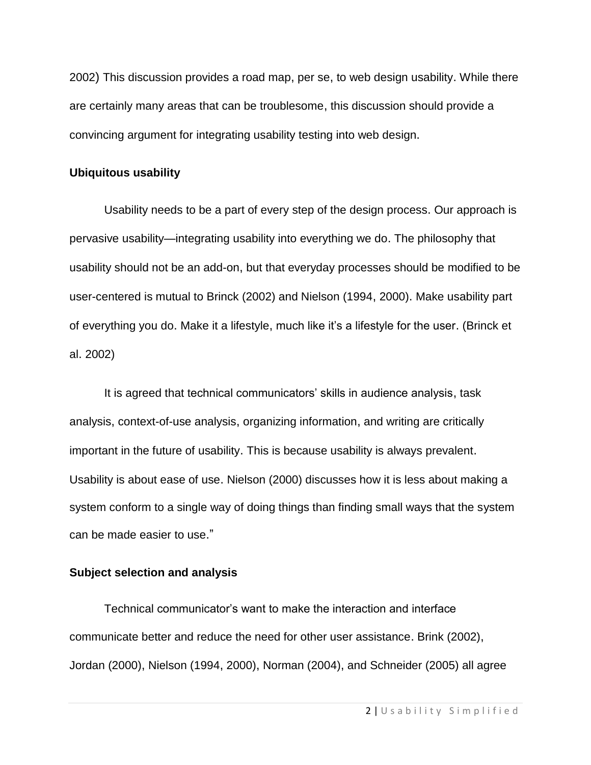2002) This discussion provides a road map, per se, to web design usability. While there are certainly many areas that can be troublesome, this discussion should provide a convincing argument for integrating usability testing into web design.

**Ubiquitous usability**

Usability needs to be a part of every step of the design process. Our approach is pervasive usability—integrating usability into everything we do. The philosophy that usability should not be an add-on, but that everyday processes should be modified to be user-centered is mutual to Brinck (2002) and Nielson (1994, 2000). Make usability part of everything you do. Make it a lifestyle, much like it's a lifestyle for the user. (Brinck et al. 2002)

It is agreed that technical communicators' skills in audience analysis, task analysis, context-of-use analysis, organizing information, and writing are critically important in the future of usability. This is because usability is always prevalent. Usability is about ease of use. Nielson (2000) discusses how it is less about making a system conform to a single way of doing things than finding small ways that the system can be made easier to use."

**Subject selection and analysis**

Technical communicator's want to make the interaction and interface communicate better and reduce the need for other user assistance. Brink (2002), Jordan (2000), Nielson (1994, 2000), Norman (2004), and Schneider (2005) all agree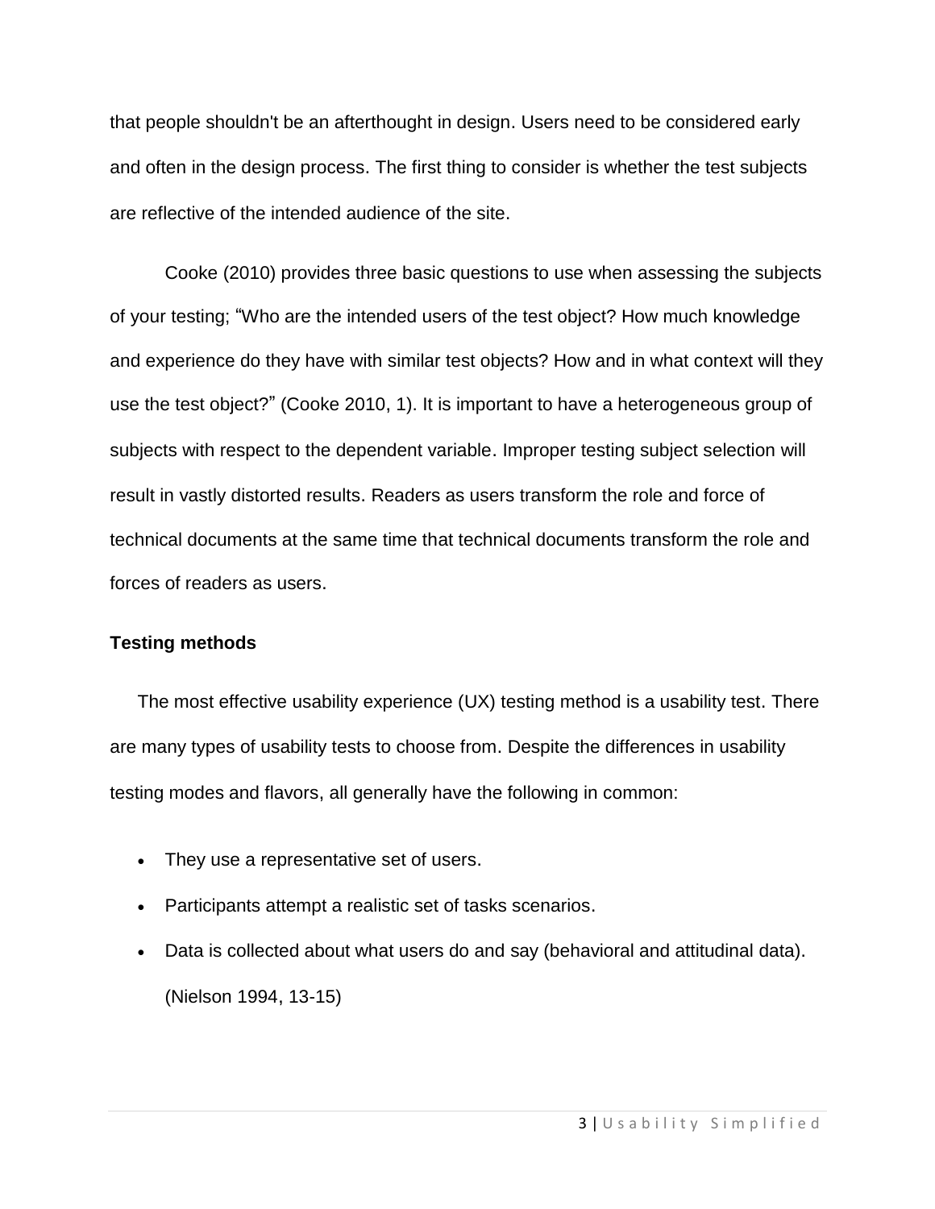that people shouldn't be an afterthought in design. Users need to be considered early and often in the design process. The first thing to consider is whether the test subjects are reflective of the intended audience of the site.

Cooke (2010) provides three basic questions to use when assessing the subjects of your testing; "Who are the intended users of the test object? How much knowledge and experience do they have with similar test objects? How and in what context will they use the test object?" (Cooke 2010, 1). It is important to have a heterogeneous group of subjects with respect to the dependent variable. Improper testing subject selection will result in vastly distorted results. Readers as users transform the role and force of technical documents at the same time that technical documents transform the role and forces of readers as users.

**Testing methods**

The most effective usability experience (UX) testing method is a usability test. There are many types of usability tests to choose from. Despite the differences in usability testing modes and flavors, all generally have the following in common:

- They use a representative set of users.
- Participants attempt a realistic set of tasks scenarios.
- Data is collected about what users do and say (behavioral and attitudinal data). (Nielson 1994, 13-15)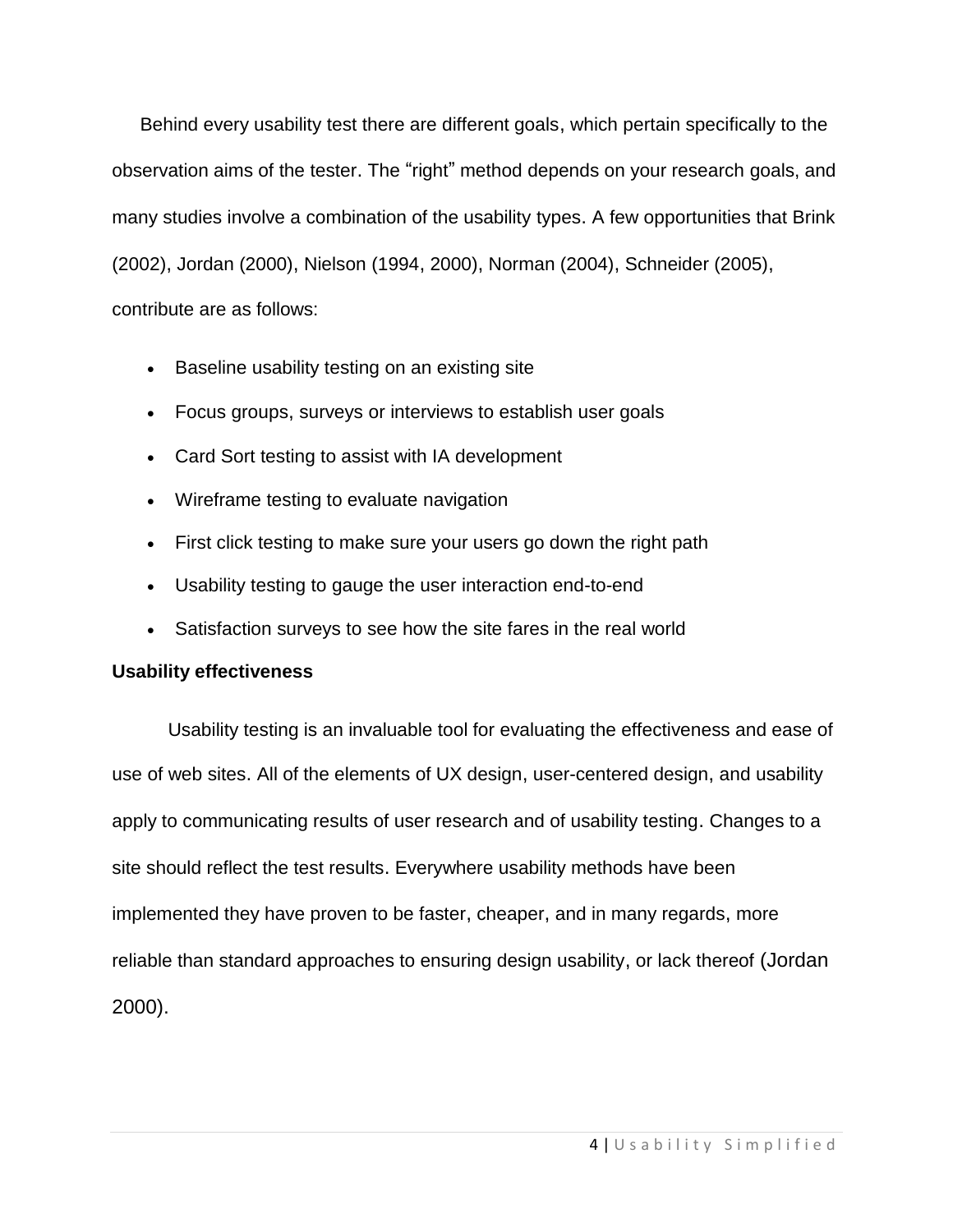Behind every usability test there are different goals, which pertain specifically to the observation aims of the tester. The "right" method depends on your research goals, and many studies involve a combination of the usability types. A few opportunities that Brink (2002), Jordan (2000), Nielson (1994, 2000), Norman (2004), Schneider (2005), contribute are as follows:

- Baseline usability testing on an existing site
- Focus groups, surveys or interviews to establish user goals
- Card Sort testing to assist with IA development
- Wireframe testing to evaluate navigation
- First click testing to make sure your users go down the right path
- Usability testing to gauge the user interaction end-to-end
- Satisfaction surveys to see how the site fares in the real world

**Usability effectiveness**

Usability testing is an invaluable tool for evaluating the effectiveness and ease of use of web sites. All of the elements of UX design, user-centered design, and usability apply to communicating results of user research and of usability testing. Changes to a site should reflect the test results. Everywhere usability methods have been implemented they have proven to be faster, cheaper, and in many regards, more reliable than standard approaches to ensuring design usability, or lack thereof (Jordan 2000).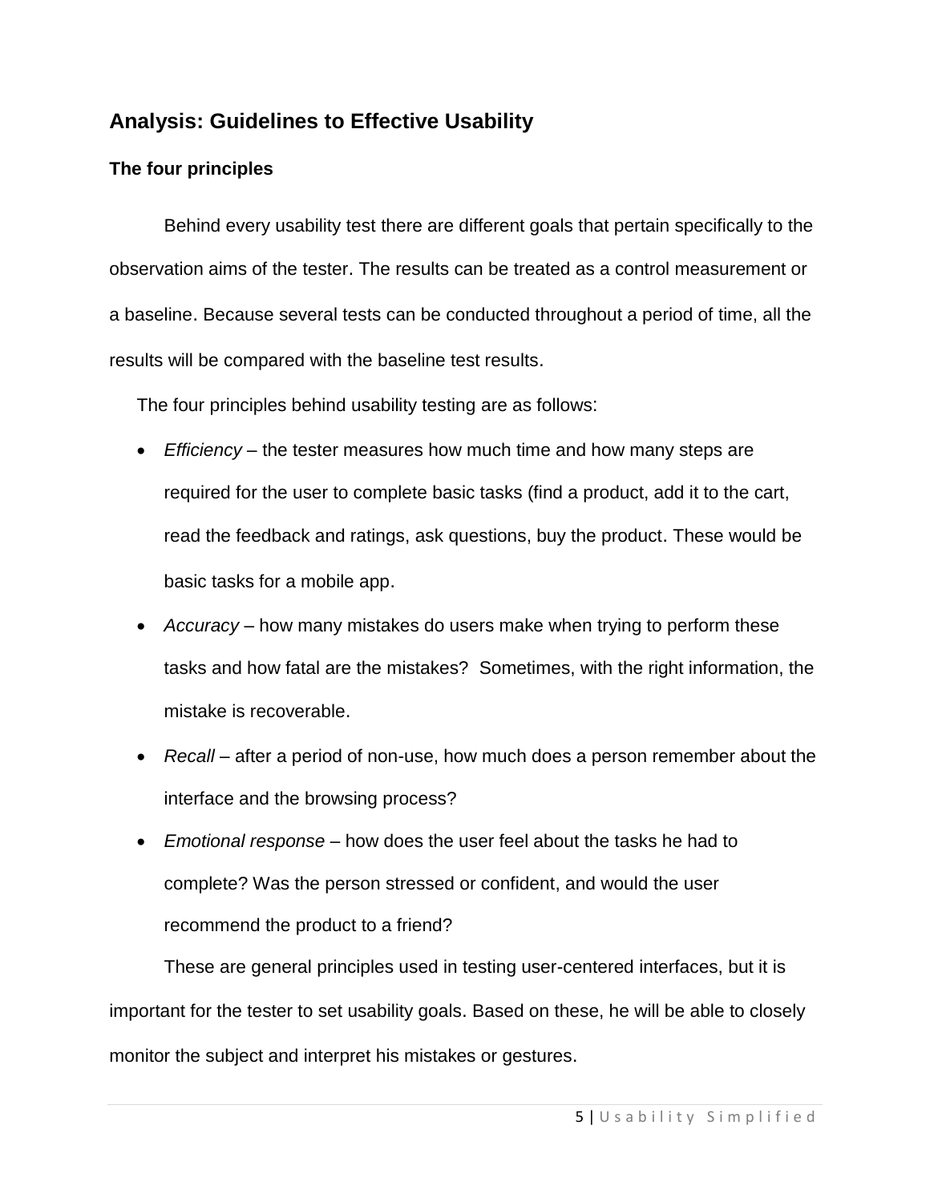## Analysis: Guidelines to Effective Usability

### The four principles

Behind every usability test there are different goals that pertain specifically to the observation aims of the tester. The results can be treated as a control measurement or a baseline. Because several tests can be conducted throughout a period of time, all the results will be compared with the baseline test results.

The four principles behind usability testing are as follows:

- *Efficiency* – the tester measures how much time and how many steps are required for the user to complete basic tasks (find a product, add it to the cart, read the feedback and ratings, ask questions, buy the product. These would be basic tasks for a mobile app.
- *Accuracy* – how many mistakes do users make when trying to perform these tasks and how fatal are the mistakes? Sometimes, with the right information, the mistake is recoverable.
- *Recall* – after a period of non-use, how much does a person remember about the interface and the browsing process?
- *Emotional response* – how does the user feel about the tasks he had to complete? Was the person stressed or confident, and would the user recommend the product to a friend?

These are general principles used in testing user-centered interfaces, but it is important for the tester to set usability goals. Based on these, he will be able to closely monitor the subject and interpret his mistakes or gestures.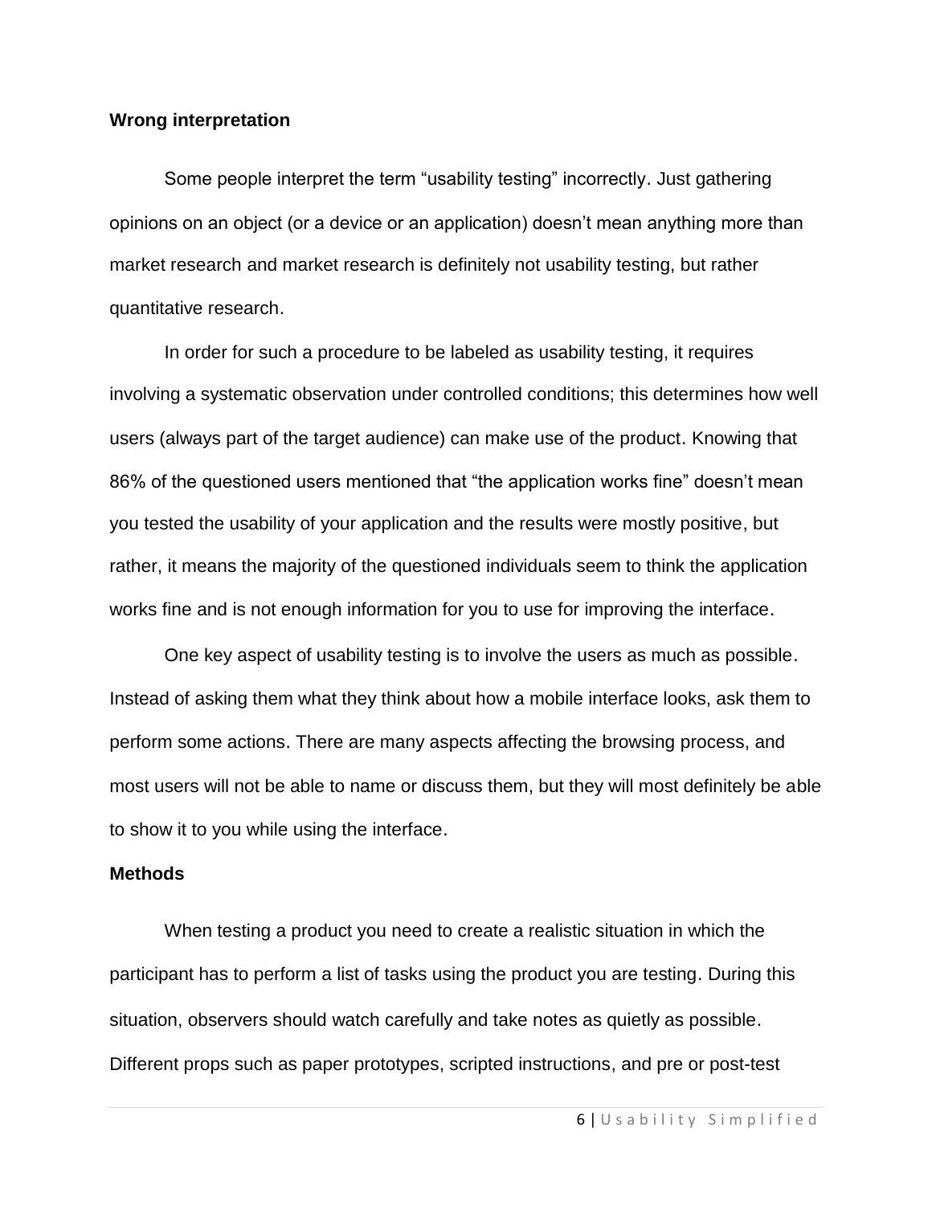**Wrong interpretation**

Some people interpret the term “usability testing” incorrectly. Just gathering opinions on an object (or a device or an application) doesn’t mean anything more than market research and market research is definitely not usability testing, but rather quantitative research.

In order for such a procedure to be labeled as usability testing, it requires involving a systematic observation under controlled conditions; this determines how well users (always part of the target audience) can make use of the product. Knowing that 86% of the questioned users mentioned that “the application works fine” doesn’t mean you tested the usability of your application and the results were mostly positive, but rather, it means the majority of the questioned individuals seem to think the application works fine and is not enough information for you to use for improving the interface.

One key aspect of usability testing is to involve the users as much as possible. Instead of asking them what they think about how a mobile interface looks, ask them to perform some actions. There are many aspects affecting the browsing process, and most users will not be able to name or discuss them, but they will most definitely be able to show it to you while using the interface.

**Methods**

When testing a product you need to create a realistic situation in which the participant has to perform a list of tasks using the product you are testing. During this situation, observers should watch carefully and take notes as quietly as possible. Different props such as paper prototypes, scripted instructions, and pre or post-test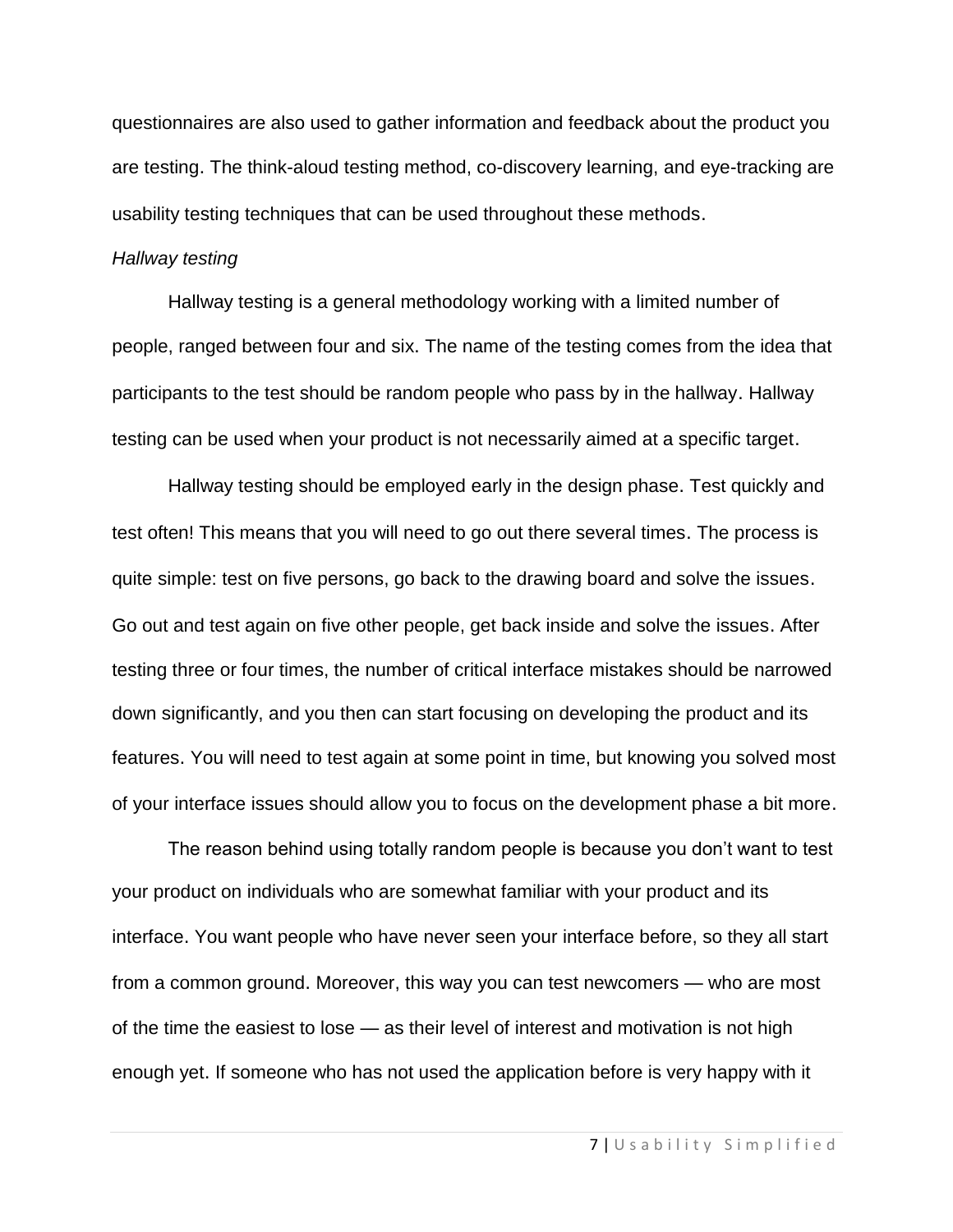questionnaires are also used to gather information and feedback about the product you are testing. The think-aloud testing method, co-discovery learning, and eye-tracking are usability testing techniques that can be used throughout these methods.

*Hallway testing*

Hallway testing is a general methodology working with a limited number of people, ranged between four and six. The name of the testing comes from the idea that participants to the test should be random people who pass by in the hallway. Hallway testing can be used when your product is not necessarily aimed at a specific target.

Hallway testing should be employed early in the design phase. Test quickly and test often! This means that you will need to go out there several times. The process is quite simple: test on five persons, go back to the drawing board and solve the issues. Go out and test again on five other people, get back inside and solve the issues. After testing three or four times, the number of critical interface mistakes should be narrowed down significantly, and you then can start focusing on developing the product and its features. You will need to test again at some point in time, but knowing you solved most of your interface issues should allow you to focus on the development phase a bit more.

The reason behind using totally random people is because you don't want to test your product on individuals who are somewhat familiar with your product and its interface. You want people who have never seen your interface before, so they all start from a common ground. Moreover, this way you can test newcomers — who are most of the time the easiest to lose — as their level of interest and motivation is not high enough yet. If someone who has not used the application before is very happy with it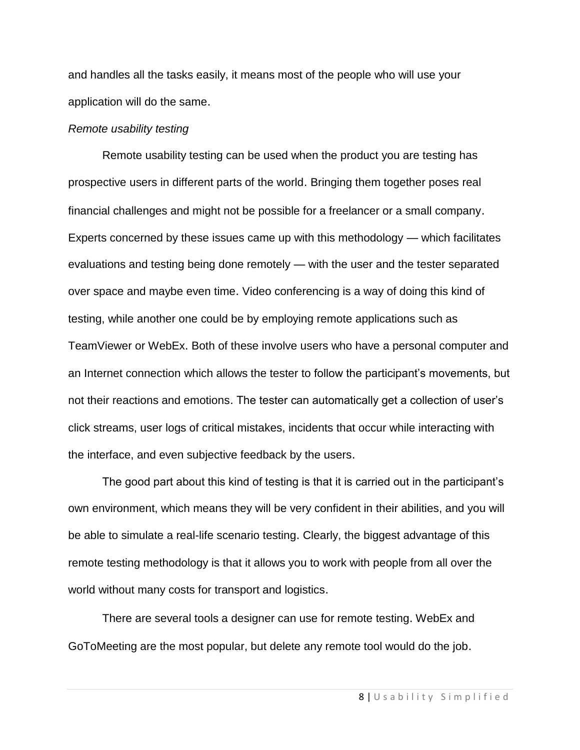and handles all the tasks easily, it means most of the people who will use your application will do the same.

*Remote usability testing*

Remote usability testing can be used when the product you are testing has prospective users in different parts of the world. Bringing them together poses real financial challenges and might not be possible for a freelancer or a small company. Experts concerned by these issues came up with this methodology — which facilitates evaluations and testing being done remotely — with the user and the tester separated over space and maybe even time. Video conferencing is a way of doing this kind of testing, while another one could be by employing remote applications such as TeamViewer or WebEx. Both of these involve users who have a personal computer and an Internet connection which allows the tester to follow the participant's movements, but not their reactions and emotions. The tester can automatically get a collection of user's click streams, user logs of critical mistakes, incidents that occur while interacting with the interface, and even subjective feedback by the users.

The good part about this kind of testing is that it is carried out in the participant's own environment, which means they will be very confident in their abilities, and you will be able to simulate a real-life scenario testing. Clearly, the biggest advantage of this remote testing methodology is that it allows you to work with people from all over the world without many costs for transport and logistics.

There are several tools a designer can use for remote testing. WebEx and GoToMeeting are the most popular, but delete any remote tool would do the job.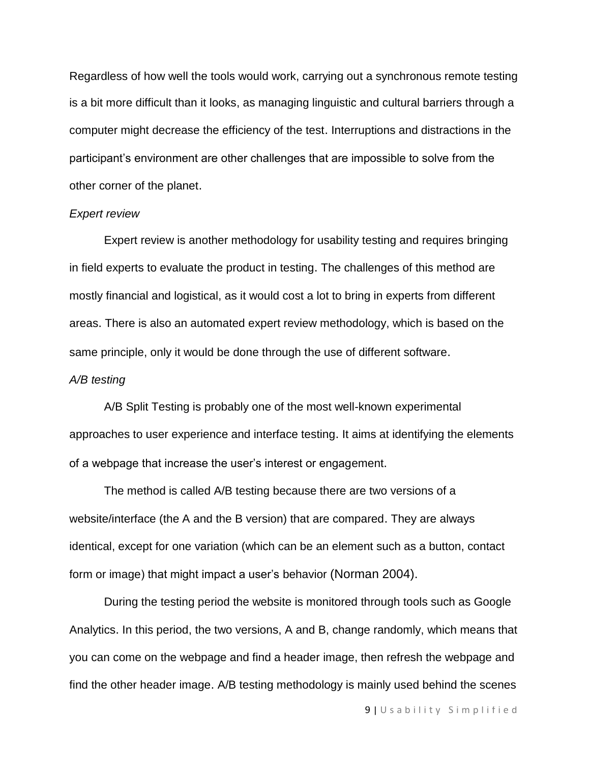Regardless of how well the tools would work, carrying out a synchronous remote testing is a bit more difficult than it looks, as managing linguistic and cultural barriers through a computer might decrease the efficiency of the test. Interruptions and distractions in the participant's environment are other challenges that are impossible to solve from the other corner of the planet.

*Expert review*

Expert review is another methodology for usability testing and requires bringing in field experts to evaluate the product in testing. The challenges of this method are mostly financial and logistical, as it would cost a lot to bring in experts from different areas. There is also an automated expert review methodology, which is based on the same principle, only it would be done through the use of different software.

*A/B testing*

A/B Split Testing is probably one of the most well-known experimental approaches to user experience and interface testing. It aims at identifying the elements of a webpage that increase the user's interest or engagement.

The method is called A/B testing because there are two versions of a website/interface (the A and the B version) that are compared. They are always identical, except for one variation (which can be an element such as a button, contact form or image) that might impact a user's behavior (Norman 2004).

During the testing period the website is monitored through tools such as Google Analytics. In this period, the two versions, A and B, change randomly, which means that you can come on the webpage and find a header image, then refresh the webpage and find the other header image. A/B testing methodology is mainly used behind the scenes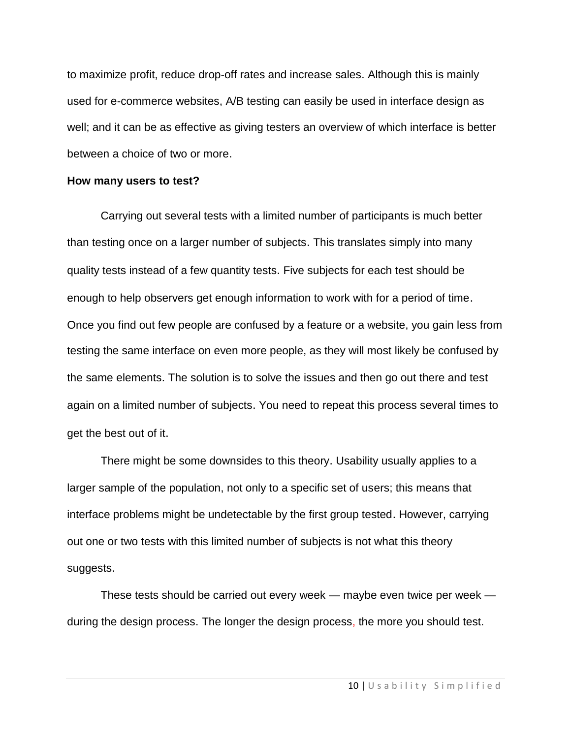to maximize profit, reduce drop-off rates and increase sales. Although this is mainly used for e-commerce websites, A/B testing can easily be used in interface design as well; and it can be as effective as giving testers an overview of which interface is better between a choice of two or more.

**How many users to test?**

Carrying out several tests with a limited number of participants is much better than testing once on a larger number of subjects. This translates simply into many quality tests instead of a few quantity tests. Five subjects for each test should be enough to help observers get enough information to work with for a period of time. Once you find out few people are confused by a feature or a website, you gain less from testing the same interface on even more people, as they will most likely be confused by the same elements. The solution is to solve the issues and then go out there and test again on a limited number of subjects. You need to repeat this process several times to get the best out of it.

There might be some downsides to this theory. Usability usually applies to a larger sample of the population, not only to a specific set of users; this means that interface problems might be undetectable by the first group tested. However, carrying out one or two tests with this limited number of subjects is not what this theory suggests.

These tests should be carried out every week — maybe even twice per week — during the design process. The longer the design process, the more you should test.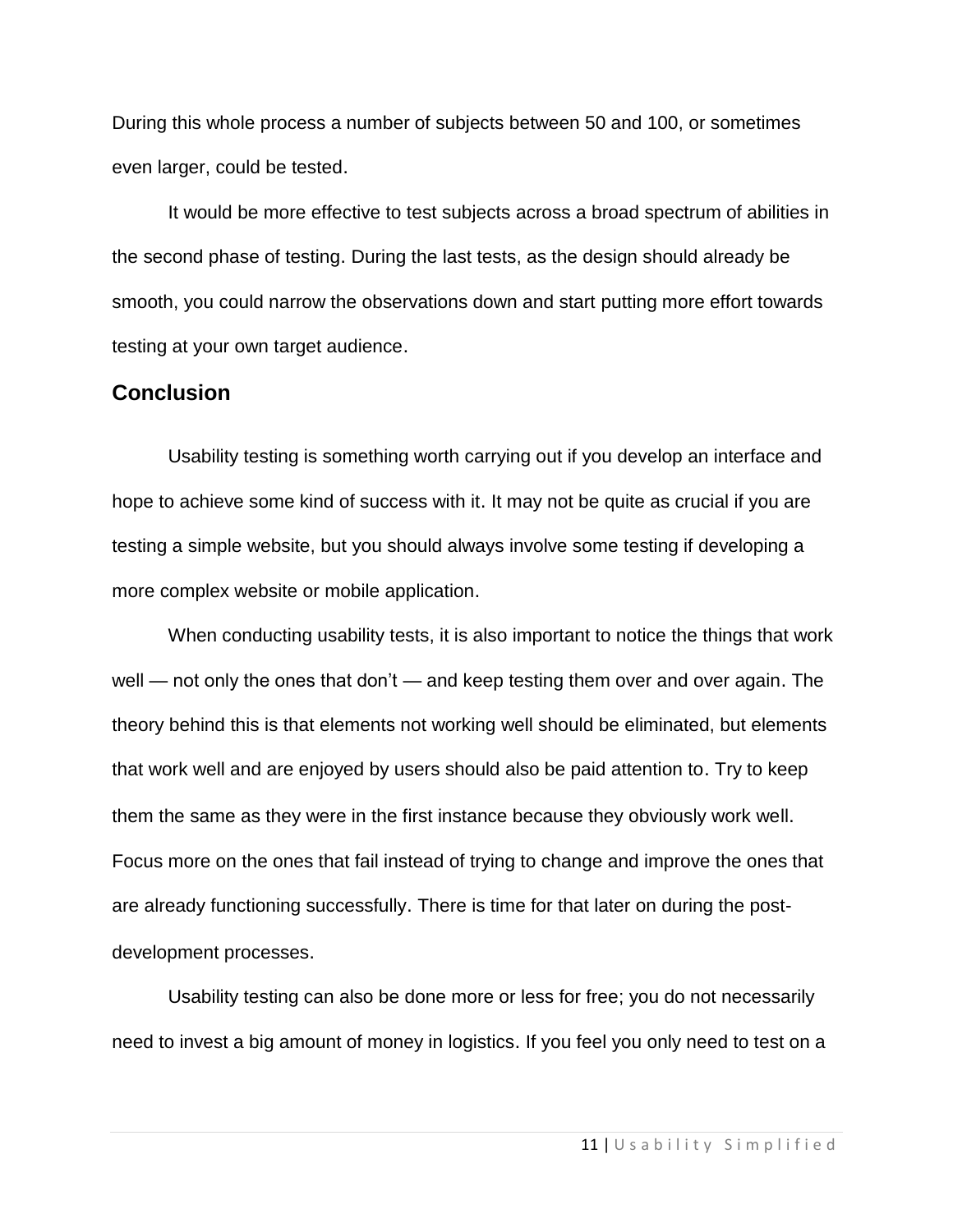During this whole process a number of subjects between 50 and 100, or sometimes even larger, could be tested.

It would be more effective to test subjects across a broad spectrum of abilities in the second phase of testing. During the last tests, as the design should already be smooth, you could narrow the observations down and start putting more effort towards testing at your own target audience.

## Conclusion

Usability testing is something worth carrying out if you develop an interface and hope to achieve some kind of success with it. It may not be quite as crucial if you are testing a simple website, but you should always involve some testing if developing a more complex website or mobile application.

When conducting usability tests, it is also important to notice the things that work well — not only the ones that don't — and keep testing them over and over again. The theory behind this is that elements not working well should be eliminated, but elements that work well and are enjoyed by users should also be paid attention to. Try to keep them the same as they were in the first instance because they obviously work well. Focus more on the ones that fail instead of trying to change and improve the ones that are already functioning successfully. There is time for that later on during the post-development processes.

Usability testing can also be done more or less for free; you do not necessarily need to invest a big amount of money in logistics. If you feel you only need to test on a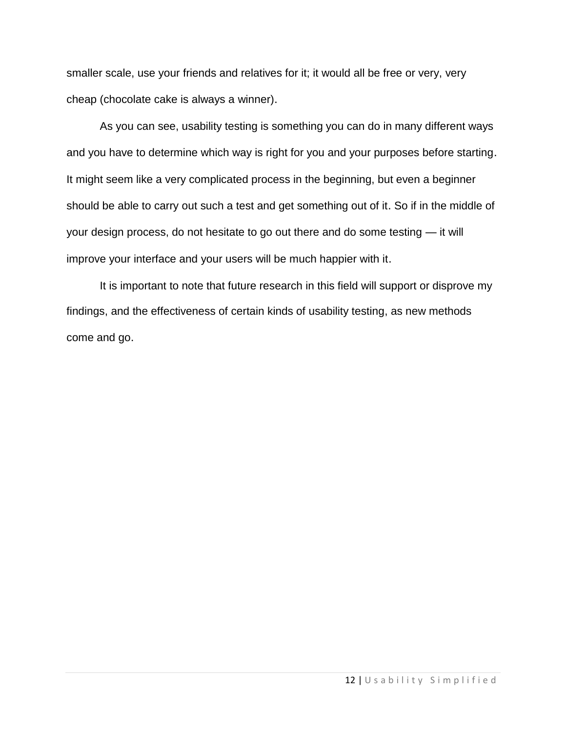smaller scale, use your friends and relatives for it; it would all be free or very, very cheap (chocolate cake is always a winner).

As you can see, usability testing is something you can do in many different ways and you have to determine which way is right for you and your purposes before starting. It might seem like a very complicated process in the beginning, but even a beginner should be able to carry out such a test and get something out of it. So if in the middle of your design process, do not hesitate to go out there and do some testing — it will improve your interface and your users will be much happier with it.

It is important to note that future research in this field will support or disprove my findings, and the effectiveness of certain kinds of usability testing, as new methods come and go.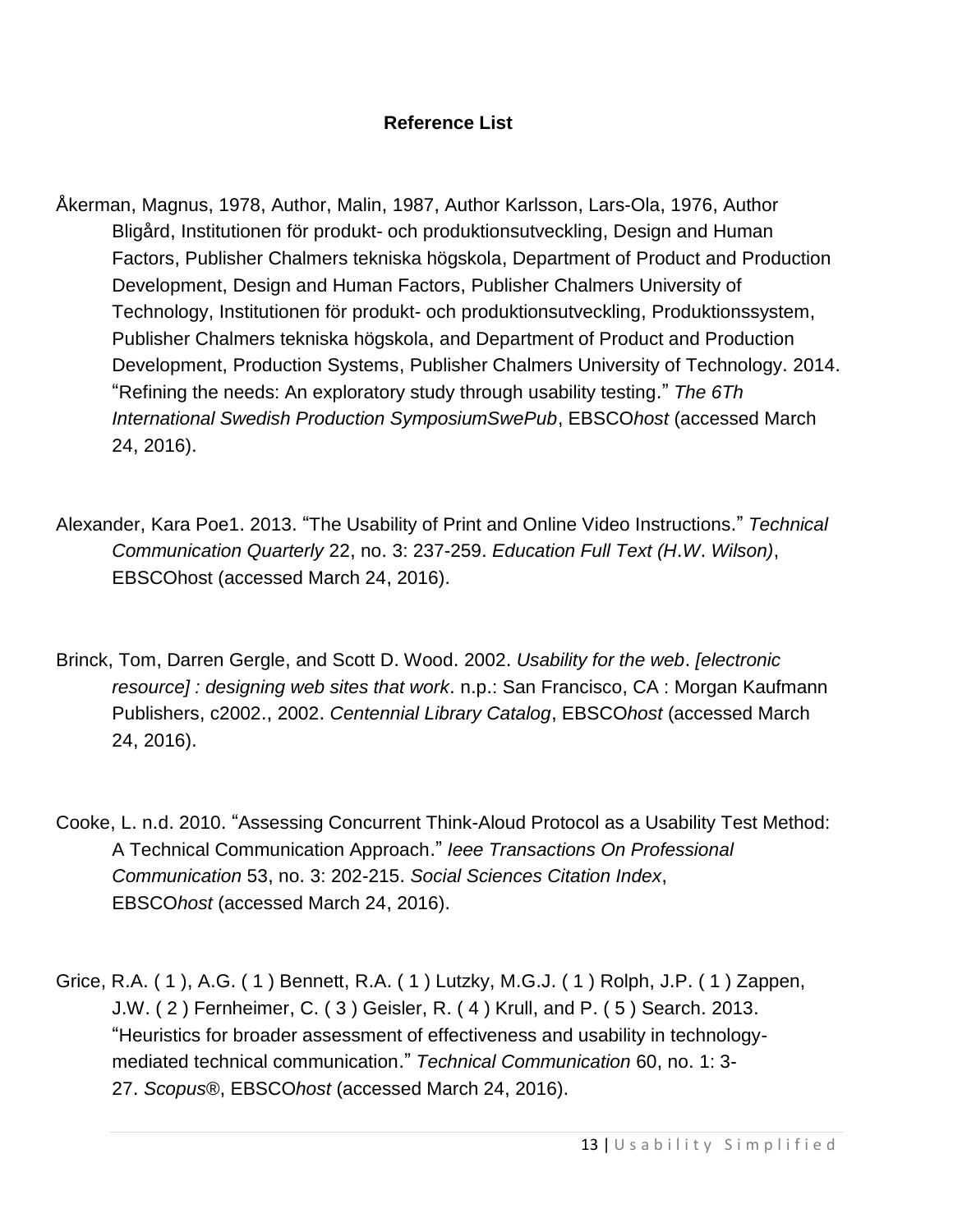### Reference List

Åkerman, Magnus, 1978, Author, Malin, 1987, Author Karlsson, Lars-Ola, 1976, Author Bligård, Institutionen för produkt- och produktionsutveckling, Design and Human Factors, Publisher Chalmers tekniska högskola, Department of Product and Production Development, Design and Human Factors, Publisher Chalmers University of Technology, Institutionen för produkt- och produktionsutveckling, Produktionssystem, Publisher Chalmers tekniska högskola, and Department of Product and Production Development, Production Systems, Publisher Chalmers University of Technology. 2014. "Refining the needs: An exploratory study through usability testing." *The 6Th International Swedish Production SymposiumSwePub*, EBSCO*host* (accessed March 24, 2016).

Alexander, Kara Poe1. 2013. "The Usability of Print and Online Video Instructions." *Technical Communication Quarterly* 22, no. 3: 237-259. *Education Full Text (H.W. Wilson)*, EBSCOhost (accessed March 24, 2016).

Brinck, Tom, Darren Gergle, and Scott D. Wood. 2002. *Usability for the web*. *[electronic resource] : designing web sites that work*. n.p.: San Francisco, CA : Morgan Kaufmann Publishers, c2002., 2002. *Centennial Library Catalog*, EBSCO*host* (accessed March 24, 2016).

Cooke, L. n.d. 2010. "Assessing Concurrent Think-Aloud Protocol as a Usability Test Method: A Technical Communication Approach." *Ieee Transactions On Professional Communication* 53, no. 3: 202-215. *Social Sciences Citation Index*, EBSCO*host* (accessed March 24, 2016).

Grice, R.A. ( 1 ), A.G. ( 1 ) Bennett, R.A. ( 1 ) Lutzky, M.G.J. ( 1 ) Rolph, J.P. ( 1 ) Zappen, J.W. ( 2 ) Fernheimer, C. ( 3 ) Geisler, R. ( 4 ) Krull, and P. ( 5 ) Search. 2013. "Heuristics for broader assessment of effectiveness and usability in technology-mediated technical communication." *Technical Communication* 60, no. 1: 3-27. *Scopus®*, EBSCO*host* (accessed March 24, 2016).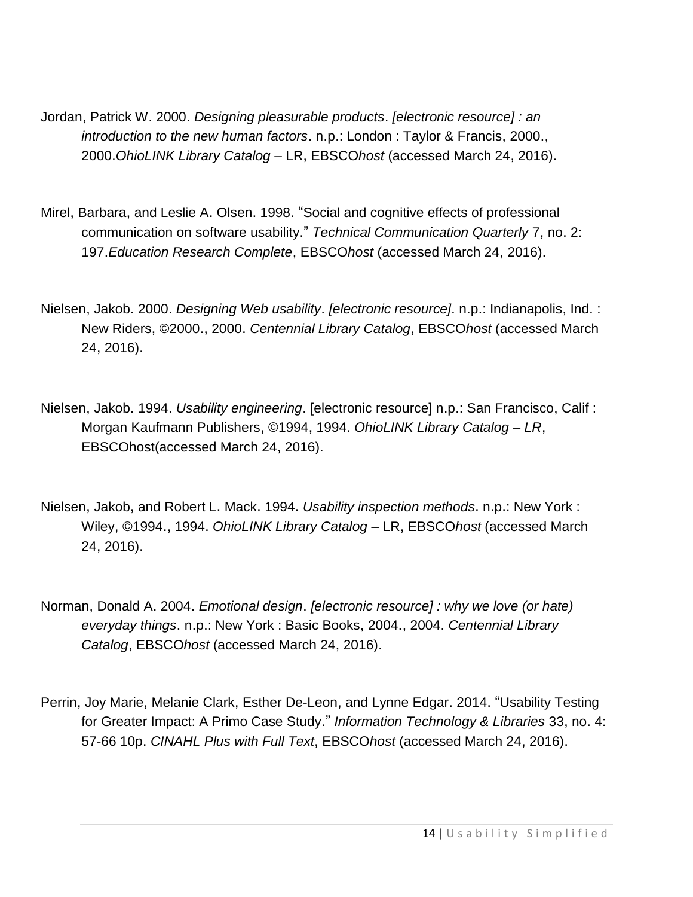Jordan, Patrick W. 2000. *Designing pleasurable products*. *[electronic resource] : an introduction to the new human factors*. n.p.: London : Taylor & Francis, 2000., 2000.*OhioLINK Library Catalog* – LR, EBSCO*host* (accessed March 24, 2016).

Mirel, Barbara, and Leslie A. Olsen. 1998. "Social and cognitive effects of professional communication on software usability." *Technical Communication Quarterly* 7, no. 2: 197.*Education Research Complete*, EBSCO*host* (accessed March 24, 2016).

Nielsen, Jakob. 2000. *Designing Web usability*. *[electronic resource]*. n.p.: Indianapolis, Ind. : New Riders, ©2000., 2000. *Centennial Library Catalog*, EBSCO*host* (accessed March 24, 2016).

Nielsen, Jakob. 1994. *Usability engineering*. [electronic resource] n.p.: San Francisco, Calif : Morgan Kaufmann Publishers, ©1994, 1994. *OhioLINK Library Catalog – LR*, EBSCOhost(accessed March 24, 2016).

Nielsen, Jakob, and Robert L. Mack. 1994. *Usability inspection methods*. n.p.: New York : Wiley, ©1994., 1994. *OhioLINK Library Catalog* – LR, EBSCO*host* (accessed March 24, 2016).

Norman, Donald A. 2004. *Emotional design*. *[electronic resource] : why we love (or hate) everyday things*. n.p.: New York : Basic Books, 2004., 2004. *Centennial Library Catalog*, EBSCO*host* (accessed March 24, 2016).

Perrin, Joy Marie, Melanie Clark, Esther De-Leon, and Lynne Edgar. 2014. "Usability Testing for Greater Impact: A Primo Case Study." *Information Technology & Libraries* 33, no. 4: 57-66 10p. *CINAHL Plus with Full Text*, EBSCO*host* (accessed March 24, 2016).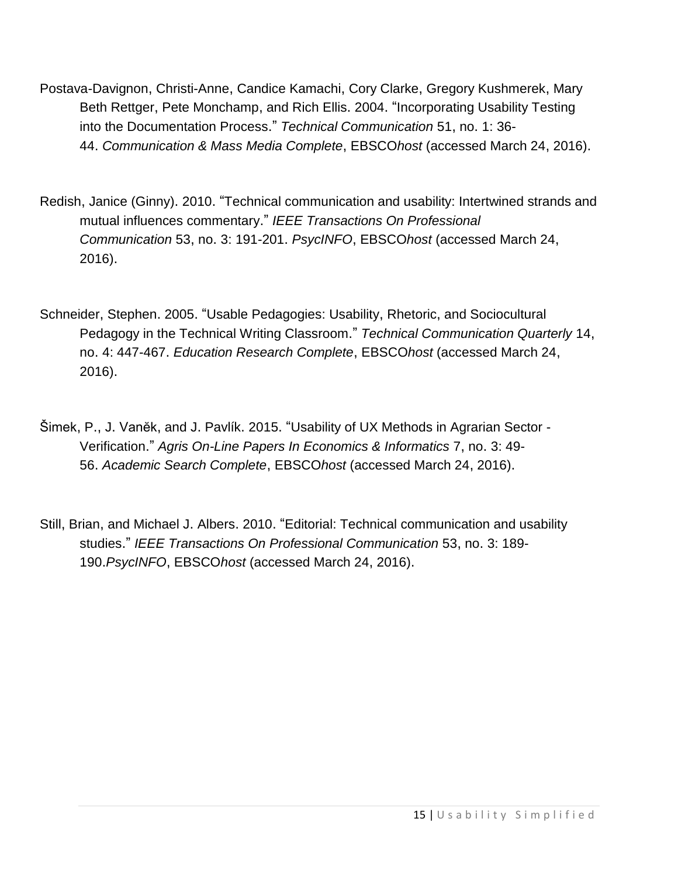Postava-Davignon, Christi-Anne, Candice Kamachi, Cory Clarke, Gregory Kushmerek, Mary Beth Rettger, Pete Monchamp, and Rich Ellis. 2004. "Incorporating Usability Testing into the Documentation Process." *Technical Communication* 51, no. 1: 36-44. *Communication & Mass Media Complete*, EBSCO*host* (accessed March 24, 2016).

Redish, Janice (Ginny). 2010. "Technical communication and usability: Intertwined strands and mutual influences commentary." *IEEE Transactions On Professional Communication* 53, no. 3: 191-201. *PsycINFO*, EBSCO*host* (accessed March 24, 2016).

Schneider, Stephen. 2005. "Usable Pedagogies: Usability, Rhetoric, and Sociocultural Pedagogy in the Technical Writing Classroom." *Technical Communication Quarterly* 14, no. 4: 447-467. *Education Research Complete*, EBSCO*host* (accessed March 24, 2016).

Šimek, P., J. Vaněk, and J. Pavlík. 2015. "Usability of UX Methods in Agrarian Sector - Verification." *Agris On-Line Papers In Economics & Informatics* 7, no. 3: 49-56. *Academic Search Complete*, EBSCO*host* (accessed March 24, 2016).

Still, Brian, and Michael J. Albers. 2010. "Editorial: Technical communication and usability studies." *IEEE Transactions On Professional Communication* 53, no. 3: 189-190.*PsycINFO*, EBSCO*host* (accessed March 24, 2016).